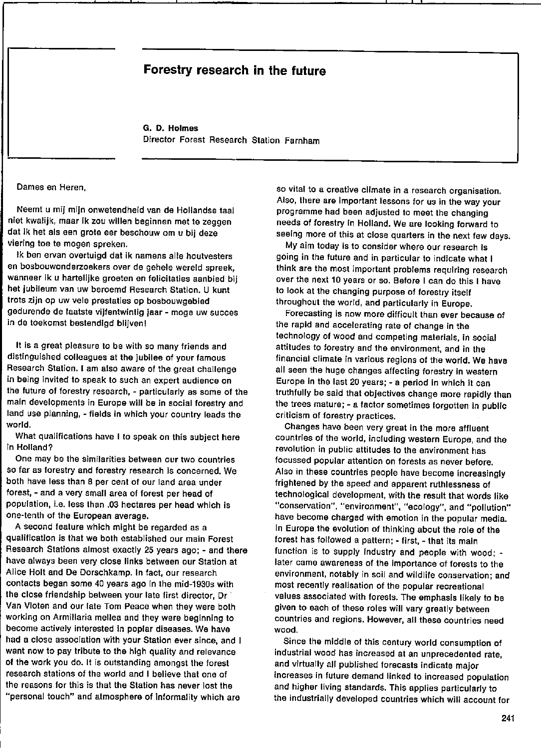# Forestry research in the future

**G. D. Holmes**
Director Forest Research Station Farnham

Dames en Heren,

Neemt u mij mijn onwetendheid van de Hollandse taal niet kwalijk, maar ik zou willen beginnen met te zeggen dat ik het als een grote eer beschouw om u bij deze viering toe te mogen spreken.

Ik ben ervan overtuigd dat ik namens alle houtvesters en bosbouwonderzoekers over de gehele wereld spreek, wanneer ik u hartelijke groeten en felicitaties aanbied bij het jubileum van uw beroemd Research Station. U kunt trots zijn op uw vele prestaties op bosbouwgebied gedurende de laatste vijfentwintig jaar - moge uw succes in de toekomst bestendigd blijven!

It is a great pleasure to be with so many friends and distinguished colleagues at the jubilee of your famous Research Station. I am also aware of the great challenge in being invited to speak to such an expert audience on the future of forestry research, - particularly as some of the main developments in Europe will be in social forestry and land use planning, - fields in which your country leads the world.

What qualifications have I to speak on this subject here in Holland?

One may be the similarities between our two countries so far as forestry and forestry research is concerned. We both have less than 8 per cent of our land area under forest, - and a very small area of forest per head of population, i.e. less than .03 hectares per head which is one-tenth of the European average.

A second feature which might be regarded as a qualification is that we both established our main Forest Research Stations almost exactly 25 years ago; - and there have always been very close links between our Station at Alice Holt and De Dorschkamp. In fact, our research contacts began some 40 years ago in the mid-1930s with the close friendship between your late first director, Dr Van Vloten and our late Tom Peace when they were both working on Armillaria mellea and they were beginning to become actively interested in poplar diseases. We have had a close association with your Station ever since, and I want now to pay tribute to the high quality and relevance of the work you do. It is outstanding amongst the forest research stations of the world and I believe that one of the reasons for this is that the Station has never lost the "personal touch" and atmosphere of informality which are so vital to a creative climate in a research organisation. Also, there are important lessons for us in the way your programme had been adjusted to meet the changing needs of forestry in Holland. We are looking forward to seeing more of this at close quarters in the next few days.

My aim today is to consider where our research is going in the future and in particular to indicate what I think are the most important problems requiring research over the next 10 years or so. Before I can do this I have to look at the changing purpose of forestry itself throughout the world, and particularly in Europe.

Forecasting is now more difficult than ever because of the rapid and accelerating rate of change in the technology of wood and competing materials, in social attitudes to forestry and the environment, and in the financial climate in various regions of the world. We have all seen the huge changes affecting forestry in western Europe in the last 20 years; - a period in which it can truthfully be said that objectives change more rapidly than the trees mature; - a factor sometimes forgotten in public criticism of forestry practices.

Changes have been very great in the more affluent countries of the world, including western Europe, and the revolution in public attitudes to the environment has focussed popular attention on forests as never before. Also in these countries people have become increasingly frightened by the speed and apparent ruthlessness of technological development, with the result that words like "conservation", "environment", "ecology", and "pollution" have become charged with emotion in the popular media. In Europe the evolution of thinking about the role of the forest has followed a pattern; - first, - that its main function is to supply industry and people with wood; - later came awareness of the importance of forests to the environment, notably in soil and wildlife conservation; and most recently realisation of the popular recreational values associated with forests. The emphasis likely to be given to each of these roles will vary greatly between countries and regions. However, all these countries need wood.

Since the middle of this century world consumption of industrial wood has increased at an unprecedented rate, and virtually all published forecasts indicate major increases in future demand linked to increased population and higher living standards. This applies particularly to the industrially developed countries which will account for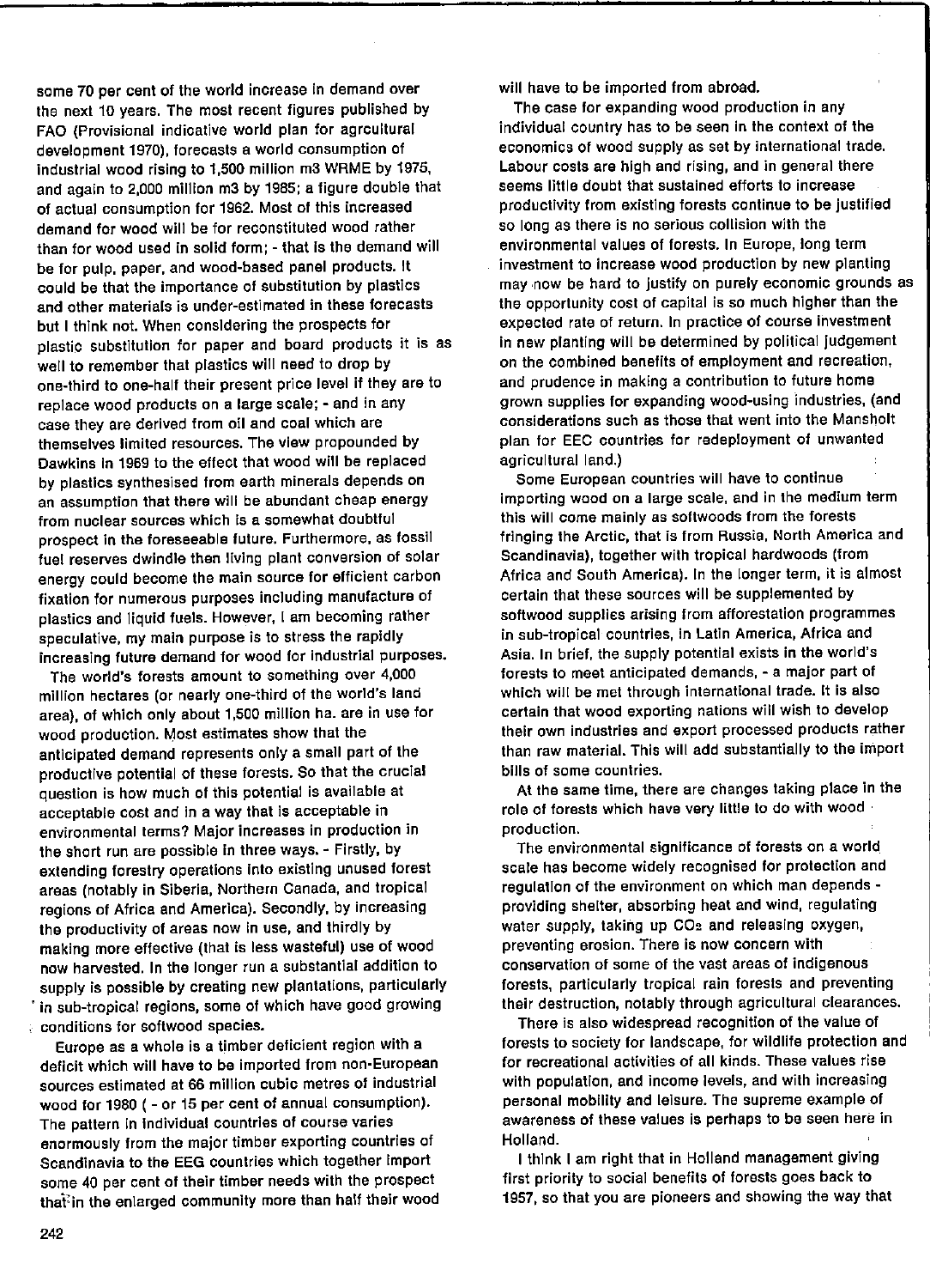some 70 per cent of the world increase in demand over the next 10 years. The most recent figures published by FAO (Provisional indicative world plan for agrcultural development 1970), forecasts a world consumption of industrial wood rising to 1,500 million m3 WRME by 1975, and again to 2,000 million m3 by 1985; a figure double that of actual consumption for 1962. Most of this increased demand for wood will be for reconstituted wood rather than for wood used in solid form; - that is the demand will be for pulp, paper, and wood-based panel products. It could be that the importance of substitution by plastics and other materials is under-estimated in these forecasts but I think not. When considering the prospects for plastic substitution for paper and board products it is as well to remember that plastics will need to drop by one-third to one-half their present price level if they are to replace wood products on a large scale; - and in any case they are derived from oil and coal which are themselves limited resources. The view propounded by Dawkins in 1969 to the effect that wood will be replaced by plastics synthesised from earth minerals depends on an assumption that there will be abundant cheap energy from nuclear sources which is a somewhat doubtful prospect in the foreseeable future. Furthermore, as fossil fuel reserves dwindle then living plant conversion of solar energy could become the main source for efficient carbon fixation for numerous purposes including manufacture of plastics and liquid fuels. However, I am becoming rather speculative, my main purpose is to stress the rapidly increasing future demand for wood for industrial purposes.

The world's forests amount to something over 4,000 million hectares (or nearly one-third of the world's land area), of which only about 1,500 million ha. are in use for wood production. Most estimates show that the anticipated demand represents only a small part of the productive potential of these forests. So that the crucial question is how much of this potential is available at acceptable cost and in a way that is acceptable in environmental terms? Major increases in production in the short run are possible in three ways. - Firstly, by extending forestry operations into existing unused forest areas (notably in Siberia, Northern Canada, and tropical regions of Africa and America). Secondly, by increasing the productivity of areas now in use, and thirdly by making more effective (that is less wasteful) use of wood now harvested. In the longer run a substantial addition to supply is possible by creating new plantations, particularly in sub-tropical regions, some of which have good growing conditions for softwood species.

Europe as a whole is a timber deficient region with a deficit which will have to be imported from non-European sources estimated at 66 million cubic metres of industrial wood for 1980 ( - or 15 per cent of annual consumption). The pattern in individual countries of course varies enormously from the major timber exporting countries of Scandinavia to the EEG countries which together import some 40 per cent of their timber needs with the prospect that in the enlarged community more than half their wood will have to be imported from abroad.

The case for expanding wood production in any individual country has to be seen in the context of the economics of wood supply as set by international trade. Labour costs are high and rising, and in general there seems little doubt that sustained efforts to increase productivity from existing forests continue to be justified so long as there is no serious collision with the environmental values of forests. In Europe, long term investment to increase wood production by new planting may now be hard to justify on purely economic grounds as the opportunity cost of capital is so much higher than the expected rate of return. In practice of course investment in new planting will be determined by political judgement on the combined benefits of employment and recreation, and prudence in making a contribution to future home grown supplies for expanding wood-using industries, (and considerations such as those that went into the Mansholt plan for EEC countries for redeployment of unwanted agricultural land.)

Some European countries will have to continue importing wood on a large scale, and in the medium term this will come mainly as softwoods from the forests fringing the Arctic, that is from Russia, North America and Scandinavia), together with tropical hardwoods (from Africa and South America). In the longer term, it is almost certain that these sources will be supplemented by softwood supplies arising from afforestation programmes in sub-tropical countries, in Latin America, Africa and Asia. In brief, the supply potential exists in the world's forests to meet anticipated demands, - a major part of which will be met through international trade. It is also certain that wood exporting nations will wish to develop their own industries and export processed products rather than raw material. This will add substantially to the import bills of some countries.

At the same time, there are changes taking place in the role of forests which have very little to do with wood production.

The environmental significance of forests on a world scale has become widely recognised for protection and regulation of the environment on which man depends - providing shelter, absorbing heat and wind, regulating water supply, taking up $CO_2$ and releasing oxygen, preventing erosion. There is now concern with conservation of some of the vast areas of indigenous forests, particularly tropical rain forests and preventing their destruction, notably through agricultural clearances.

There is also widespread recognition of the value of forests to society for landscape, for wildlife protection and for recreational activities of all kinds. These values rise with population, and income levels, and with increasing personal mobility and leisure. The supreme example of awareness of these values is perhaps to be seen here in Holland.

I think I am right that in Holland management giving first priority to social benefits of forests goes back to 1957, so that you are pioneers and showing the way that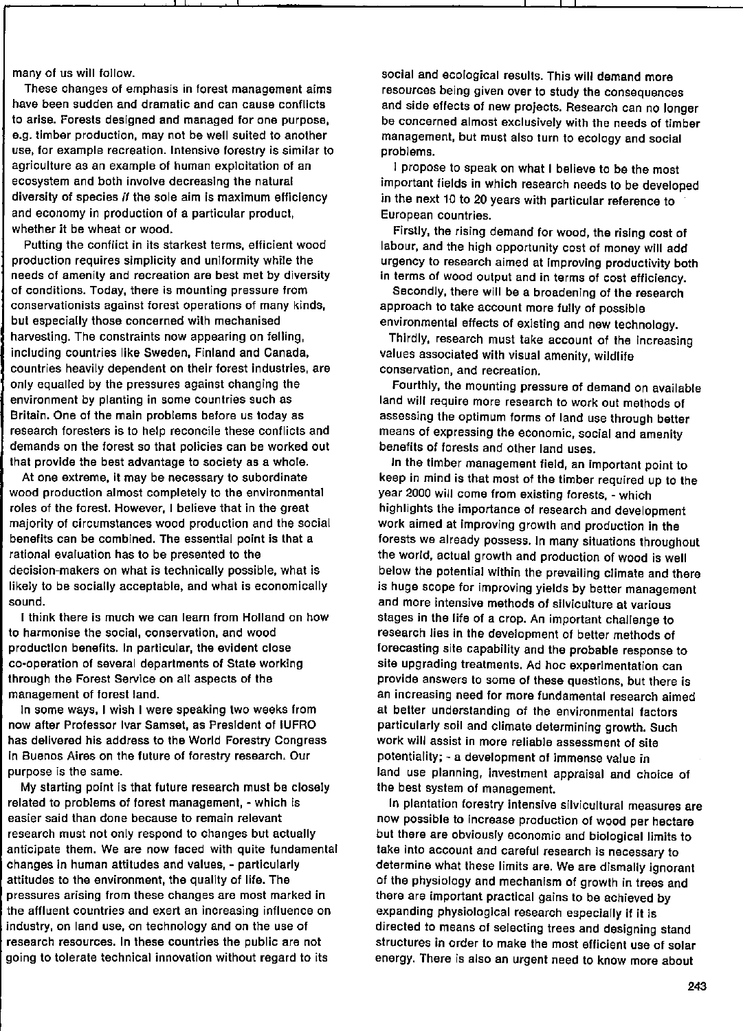many of us will follow.

These changes of emphasis in forest management aims have been sudden and dramatic and can cause conflicts to arise. Forests designed and managed for one purpose, e.g. timber production, may not be well suited to another use, for example recreation. Intensive forestry is similar to agriculture as an example of human exploitation of an ecosystem and both involve decreasing the natural diversity of species if the sole aim is maximum efficiency and economy in production of a particular product, whether it be wheat or wood.

Putting the conflict in its starkest terms, efficient wood production requires simplicity and uniformity while the needs of amenity and recreation are best met by diversity of conditions. Today, there is mounting pressure from conservationists against forest operations of many kinds, but especially those concerned with mechanised harvesting. The constraints now appearing on felling, including countries like Sweden, Finland and Canada, countries heavily dependent on their forest industries, are only equalled by the pressures against changing the environment by planting in some countries such as Britain. One of the main problems before us today as research foresters is to help reconcile these conflicts and demands on the forest so that policies can be worked out that provide the best advantage to society as a whole.

At one extreme, it may be necessary to subordinate wood production almost completely to the environmental roles of the forest. However, I believe that in the great majority of circumstances wood production and the social benefits can be combined. The essential point is that a rational evaluation has to be presented to the decision-makers on what is technically possible, what is likely to be socially acceptable, and what is economically sound.

I think there is much we can learn from Holland on how to harmonise the social, conservation, and wood production benefits. In particular, the evident close co-operation of several departments of State working through the Forest Service on all aspects of the management of forest land.

In some ways, I wish I were speaking two weeks from now after Professor Ivar Samset, as President of IUFRO has delivered his address to the World Forestry Congress in Buenos Aires on the future of forestry research. Our purpose is the same.

My starting point is that future research must be closely related to problems of forest management, - which is easier said than done because to remain relevant research must not only respond to changes but actually anticipate them. We are now faced with quite fundamental changes in human attitudes and values, - particularly attitudes to the environment, the quality of life. The pressures arising from these changes are most marked in the affluent countries and exert an increasing influence on industry, on land use, on technology and on the use of research resources. In these countries the public are not going to tolerate technical innovation without regard to its social and ecological results. This will demand more resources being given over to study the consequences and side effects of new projects. Research can no longer be concerned almost exclusively with the needs of timber management, but must also turn to ecology and social problems.

I propose to speak on what I believe to be the most important fields in which research needs to be developed in the next 10 to 20 years with particular reference to European countries.

Firstly, the rising demand for wood, the rising cost of labour, and the high opportunity cost of money will add urgency to research aimed at improving productivity both in terms of wood output and in terms of cost efficiency.

Secondly, there will be a broadening of the research approach to take account more fully of possible environmental effects of existing and new technology.

Thirdly, research must take account of the increasing values associated with visual amenity, wildlife conservation, and recreation.

Fourthly, the mounting pressure of demand on available land will require more research to work out methods of assessing the optimum forms of land use through better means of expressing the economic, social and amenity benefits of forests and other land uses.

In the timber management field, an important point to keep in mind is that most of the timber required up to the year 2000 will come from existing forests, - which highlights the importance of research and development work aimed at improving growth and production in the forests we already possess. In many situations throughout the world, actual growth and production of wood is well below the potential within the prevailing climate and there is huge scope for improving yields by better management and more intensive methods of silviculture at various stages in the life of a crop. An important challenge to research lies in the development of better methods of forecasting site capability and the probable response to site upgrading treatments. Ad hoc experimentation can provide answers to some of these questions, but there is an increasing need for more fundamental research aimed at better understanding of the environmental factors particularly soil and climate determining growth. Such work will assist in more reliable assessment of site potentiality; - a development of immense value in land use planning, investment appraisal and choice of the best system of management.

In plantation forestry intensive silvicultural measures are now possible to increase production of wood per hectare but there are obviously economic and biological limits to take into account and careful research is necessary to determine what these limits are. We are dismally ignorant of the physiology and mechanism of growth in trees and there are important practical gains to be achieved by expanding physiological research especially if it is directed to means of selecting trees and designing stand structures in order to make the most efficient use of solar energy. There is also an urgent need to know more about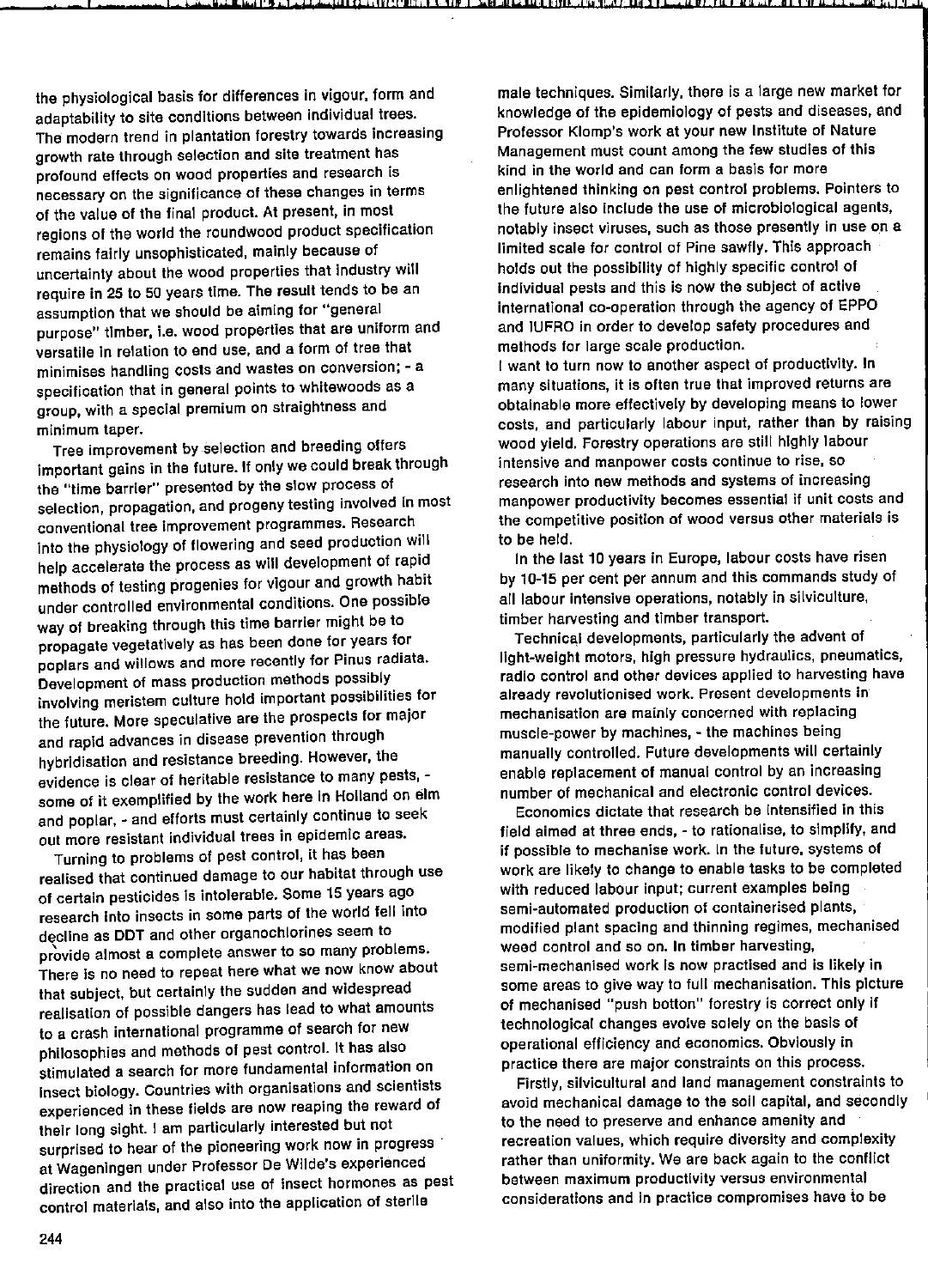the physiological basis for differences in vigour, form and adaptability to site conditions between individual trees. The modern trend in plantation forestry towards increasing growth rate through selection and site treatment has profound effects on wood properties and research is necessary on the significance of these changes in terms of the value of the final product. At present, in most regions of the world the roundwood product specification remains fairly unsophisticated, mainly because of uncertainty about the wood properties that industry will require in 25 to 50 years time. The result tends to be an assumption that we should be aiming for "general purpose" timber, i.e. wood properties that are uniform and versatile in relation to end use, and a form of tree that minimises handling costs and wastes on conversion; - a specification that in general points to whitewoods as a group, with a special premium on straightness and minimum taper.

Tree improvement by selection and breeding offers important gains in the future. If only we could break through the "time barrier" presented by the slow process of selection, propagation, and progeny testing involved in most conventional tree improvement programmes. Research into the physiology of flowering and seed production will help accelerate the process as will development of rapid methods of testing progenies for vigour and growth habit under controlled environmental conditions. One possible way of breaking through this time barrier might be to propagate vegetatively as has been done for years for poplars and willows and more recently for Pinus radiata. Development of mass production methods possibly involving meristem culture hold important possibilities for the future. More speculative are the prospects for major and rapid advances in disease prevention through hybridisation and resistance breeding. However, the evidence is clear of heritable resistance to many pests, - some of it exemplified by the work here in Holland on elm and poplar, - and efforts must certainly continue to seek out more resistant individual trees in epidemic areas.

Turning to problems of pest control, it has been realised that continued damage to our habitat through use of certain pesticides is intolerable. Some 15 years ago research into insects in some parts of the world fell into decline as DDT and other organochlorines seem to provide almost a complete answer to so many problems. There is no need to repeat here what we now know about that subject, but certainly the sudden and widespread realisation of possible dangers has lead to what amounts to a crash international programme of search for new philosophies and methods of pest control. It has also stimulated a search for more fundamental information on insect biology. Countries with organisations and scientists experienced in these fields are now reaping the reward of their long sight. I am particularly interested but not surprised to hear of the pioneering work now in progress at Wageningen under Professor De Wilde's experienced direction and the practical use of insect hormones as pest control materials, and also into the application of sterile male techniques. Similarly, there is a large new market for knowledge of the epidemiology of pests and diseases, and Professor Klomp's work at your new Institute of Nature Management must count among the few studies of this kind in the world and can form a basis for more enlightened thinking on pest control problems. Pointers to the future also include the use of microbiological agents, notably insect viruses, such as those presently in use on a limited scale for control of Pine sawfly. This approach holds out the possibility of highly specific control of individual pests and this is now the subject of active international co-operation through the agency of EPPO and IUFRO in order to develop safety procedures and methods for large scale production.

I want to turn now to another aspect of productivity. In many situations, it is often true that improved returns are obtainable more effectively by developing means to lower costs, and particularly labour input, rather than by raising wood yield. Forestry operations are still highly labour intensive and manpower costs continue to rise, so research into new methods and systems of increasing manpower productivity becomes essential if unit costs and the competitive position of wood versus other materials is to be held.

In the last 10 years in Europe, labour costs have risen by 10-15 per cent per annum and this commands study of all labour intensive operations, notably in silviculture, timber harvesting and timber transport.

Technical developments, particularly the advent of light-weight motors, high pressure hydraulics, pneumatics, radio control and other devices applied to harvesting have already revolutionised work. Present developments in mechanisation are mainly concerned with replacing muscle-power by machines, - the machines being manually controlled. Future developments will certainly enable replacement of manual control by an increasing number of mechanical and electronic control devices.

Economics dictate that research be intensified in this field aimed at three ends, - to rationalise, to simplify, and if possible to mechanise work. In the future, systems of work are likely to change to enable tasks to be completed with reduced labour input; current examples being semi-automated production of containerised plants, modified plant spacing and thinning regimes, mechanised weed control and so on. In timber harvesting, semi-mechanised work is now practised and is likely in some areas to give way to full mechanisation. This picture of mechanised "push botton" forestry is correct only if technological changes evolve solely on the basis of operational efficiency and economics. Obviously in practice there are major constraints on this process.

Firstly, silvicultural and land management constraints to avoid mechanical damage to the soil capital, and secondly to the need to preserve and enhance amenity and recreation values, which require diversity and complexity rather than uniformity. We are back again to the conflict between maximum productivity versus environmental considerations and in practice compromises have to be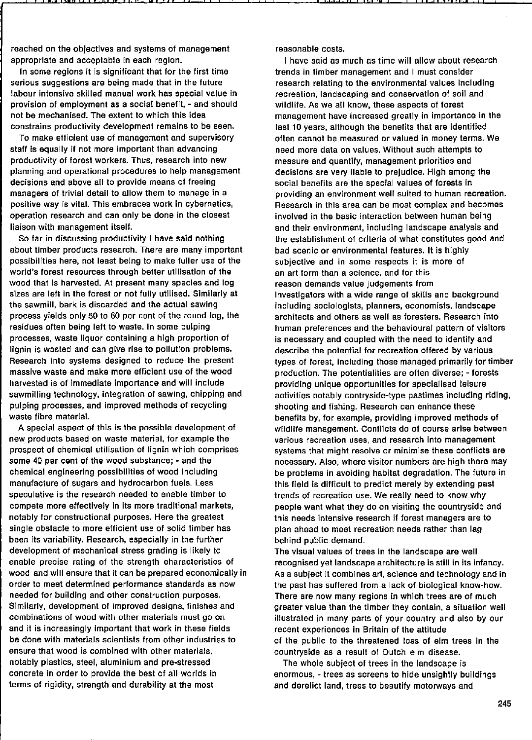reached on the objectives and systems of management appropriate and acceptable in each region.

In some regions it is significant that for the first time serious suggestions are being made that in the future labour intensive skilled manual work has special value in provision of employment as a social benefit, - and should not be mechanised. The extent to which this idea constrains productivity development remains to be seen.

To make efficient use of management and supervisory staff is equally if not more important than advancing productivity of forest workers. Thus, research into new planning and operational procedures to help management decisions and above all to provide means of freeing managers of trivial detail to allow them to manage in a positive way is vital. This embraces work in cybernetics, operation research and can only be done in the closest liaison with management itself.

So far in discussing productivity I have said nothing about timber products research. There are many important possibilities here, not least being to make fuller use of the world's forest resources through better utilisation of the wood that is harvested. At present many species and log sizes are left in the forest or not fully utilised. Similarly at the sawmill, bark is discarded and the actual sawing process yields only 50 to 60 per cent of the round log, the residues often being left to waste. In some pulping processes, waste liquor containing a high proportion of lignin is wasted and can give rise to pollution problems. Research into systems designed to reduce the present massive waste and make more efficient use of the wood harvested is of immediate importance and will include sawmilling technology, integration of sawing, chipping and pulping processes, and improved methods of recycling waste fibre material.

A special aspect of this is the possible development of new products based on waste material, for example the prospect of chemical utilisation of lignin which comprises some 40 per cent of the wood substance; - and the chemical engineering possibilities of wood including manufacture of sugars and hydrocarbon fuels. Less speculative is the research needed to enable timber to compete more effectively in its more traditional markets, notably for constructional purposes. Here the greatest single obstacle to more efficient use of solid timber has been its variability. Research, especially in the further development of mechanical stress grading is likely to enable precise rating of the strength characteristics of wood and will ensure that it can be prepared economically in order to meet determined performance standards as now needed for building and other construction purposes. Similarly, development of improved designs, finishes and combinations of wood with other materials must go on and it is increasingly important that work in these fields be done with materials scientists from other industries to ensure that wood is combined with other materials, notably plastics, steel, aluminium and pre-stressed concrete in order to provide the best of all worlds in terms of rigidity, strength and durability at the most reasonable costs.

I have said as much as time will allow about research trends in timber management and I must consider research relating to the environmental values including recreation, landscaping and conservation of soil and wildlife. As we all know, these aspects of forest management have increased greatly in importance in the last 10 years, although the benefits that are identified often cannot be measured or valued in money terms. We need more data on values. Without such attempts to measure and quantify, management priorities and decisions are very liable to prejudice. High among the social benefits are the special values of forests in providing an environment well suited to human recreation. Research in this area can be most complex and becomes involved in the basic interaction between human being and their environment, including landscape analysis and the establishment of criteria of what constitutes good and bad scenic or environmental features. It is highly subjective and in some respects it is more of an art form than a science, and for this reason demands value judgements from investigators with a wide range of skills and background including sociologists, planners, economists, landscape architects and others as well as foresters. Research into human preferences and the behavioural pattern of visitors is necessary and coupled with the need to identify and describe the potential for recreation offered by various types of forest, including those managed primarily for timber production. The potentialities are often diverse; - forests providing unique opportunities for specialised leisure activities notably contryside-type pastimes including riding, shooting and fishing. Research can enhance these benefits by, for example, providing improved methods of wildlife management. Conflicts do of course arise between various recreation uses, and research into management systems that might resolve or minimise these conflicts are necessary. Also, where visitor numbers are high there may be problems in avoiding habitat degradation. The future in this field is difficult to predict merely by extending past trends of recreation use. We really need to know why people want what they do on visiting the countryside and this needs intensive research if forest managers are to plan ahead to meet recreation needs rather than lag behind public demand.

The visual values of trees in the landscape are well recognised yet landscape architecture is still in its infancy. As a subject it combines art, science and technology and in the past has suffered from a lack of biological know-how. There are now many regions in which trees are of much greater value than the timber they contain, a situation well illustrated in many parts of your country and also by our recent experiences in Britain of the attitude of the public to the threatened loss of elm trees in the countryside as a result of Dutch elm disease.

The whole subject of trees in the landscape is enormous, - trees as screens to hide unsightly buildings and derelict land, trees to beautify motorways and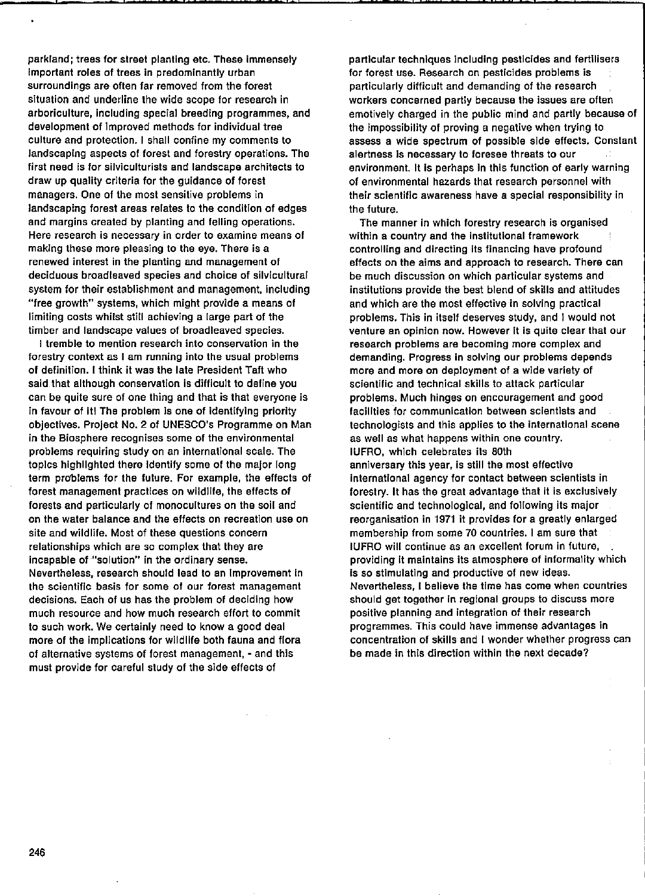parkland; trees for street planting etc. These immensely important roles of trees in predominantly urban surroundings are often far removed from the forest situation and underline the wide scope for research in arboriculture, including special breeding programmes, and development of improved methods for individual tree culture and protection. I shall confine my comments to landscaping aspects of forest and forestry operations. The first need is for silviculturists and landscape architects to draw up quality criteria for the guidance of forest managers. One of the most sensitive problems in landscaping forest areas relates to the condition of edges and margins created by planting and felling operations. Here research is necessary in order to examine means of making these more pleasing to the eye. There is a renewed interest in the planting and management of deciduous broadleaved species and choice of silvicultural system for their establishment and management, including "free growth" systems, which might provide a means of limiting costs whilst still achieving a large part of the timber and landscape values of broadleaved species.

I tremble to mention research into conservation in the forestry context as I am running into the usual problems of definition. I think it was the late President Taft who said that although conservation is difficult to define you can be quite sure of one thing and that is that everyone is in favour of it! The problem is one of identifying priority objectives. Project No. 2 of UNESCO's Programme on Man in the Biosphere recognises some of the environmental problems requiring study on an international scale. The topics highlighted there identify some of the major long term problems for the future. For example, the effects of forest management practices on wildlife, the effects of forests and particularly of monocultures on the soil and on the water balance and the effects on recreation use on site and wildlife. Most of these questions concern relationships which are so complex that they are incapable of "solution" in the ordinary sense. Nevertheless, research should lead to an improvement in the scientific basis for some of our forest management decisions. Each of us has the problem of deciding how much resource and how much research effort to commit to such work. We certainly need to know a good deal more of the implications for wildlife both fauna and flora of alternative systems of forest management, - and this must provide for careful study of the side effects of particular techniques including pesticides and fertilisers for forest use. Research on pesticides problems is particularly difficult and demanding of the research workers concerned partly because the issues are often emotively charged in the public mind and partly because of the impossibility of proving a negative when trying to assess a wide spectrum of possible side effects. Constant alertness is necessary to foresee threats to our environment. It is perhaps in this function of early warning of environmental hazards that research personnel with their scientific awareness have a special responsibility in the future.

The manner in which forestry research is organised within a country and the institutional framework controlling and directing its financing have profound effects on the aims and approach to research. There can be much discussion on which particular systems and institutions provide the best blend of skills and attitudes and which are the most effective in solving practical problems. This in itself deserves study, and I would not venture an opinion now. However it is quite clear that our research problems are becoming more complex and demanding. Progress in solving our problems depends more and more on deployment of a wide variety of scientific and technical skills to attack particular problems. Much hinges on encouragement and good facilities for communication between scientists and technologists and this applies to the international scene as well as what happens within one country. IUFRO, which celebrates its 80th anniversary this year, is still the most effective international agency for contact between scientists in forestry. It has the great advantage that it is exclusively scientific and technological, and following its major reorganisation in 1971 it provides for a greatly enlarged membership from some 70 countries. I am sure that IUFRO will continue as an excellent forum in future, providing it maintains its atmosphere of informality which is so stimulating and productive of new ideas. Nevertheless, I believe the time has come when countries should get together in regional groups to discuss more positive planning and integration of their research programmes. This could have immense advantages in concentration of skills and I wonder whether progress can be made in this direction within the next decade?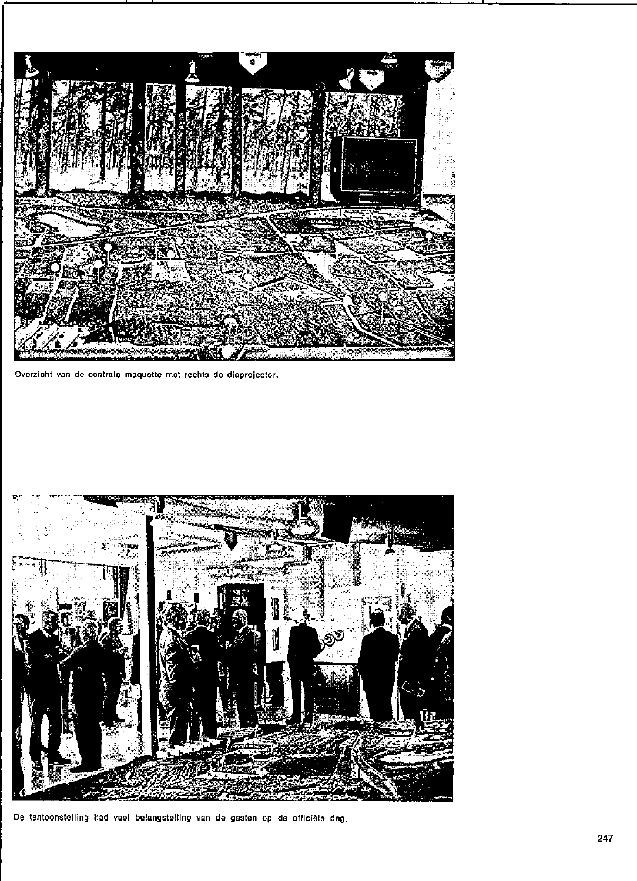Overzicht van de centrale maquette met rechts de diaprojector.

De tentoonstelling had veel belangstelling van de gasten op de officiële dag.